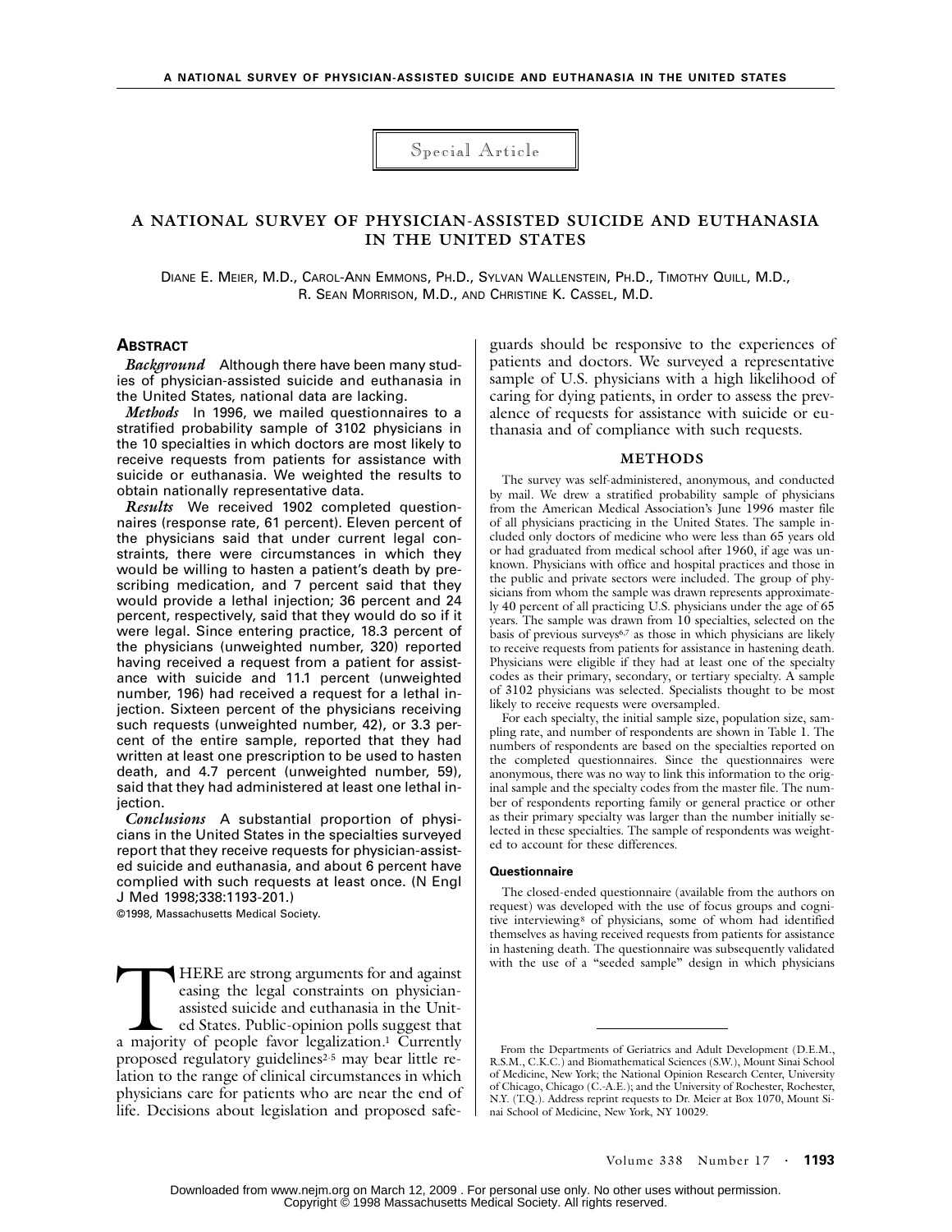Special Article

# A NATIONAL SURVEY OF PHYSICIAN-ASSISTED SUICIDE AND EUTHANASIA IN THE UNITED STATES

DIANE E. MEIER, M.D., CAROL-ANN EMMONS, PH.D., SYLVAN WALLENSTEIN, PH.D., TIMOTHY QUILL, M.D., R. SEAN MORRISON, M.D., AND CHRISTINE K. CASSEL, M.D.

## ABSTRACT

***Background*** Although there have been many studies of physician-assisted suicide and euthanasia in the United States, national data are lacking.

***Methods*** In 1996, we mailed questionnaires to a stratified probability sample of 3102 physicians in the 10 specialties in which doctors are most likely to receive requests from patients for assistance with suicide or euthanasia. We weighted the results to obtain nationally representative data.

***Results*** We received 1902 completed questionnaires (response rate, 61 percent). Eleven percent of the physicians said that under current legal constraints, there were circumstances in which they would be willing to hasten a patient's death by prescribing medication, and 7 percent said that they would provide a lethal injection; 36 percent and 24 percent, respectively, said that they would do so if it were legal. Since entering practice, 18.3 percent of the physicians (unweighted number, 320) reported having received a request from a patient for assistance with suicide and 11.1 percent (unweighted number, 196) had received a request for a lethal injection. Sixteen percent of the physicians receiving such requests (unweighted number, 42), or 3.3 percent of the entire sample, reported that they had written at least one prescription to be used to hasten death, and 4.7 percent (unweighted number, 59), said that they had administered at least one lethal injection.

***Conclusions*** A substantial proportion of physicians in the United States in the specialties surveyed report that they receive requests for physician-assisted suicide and euthanasia, and about 6 percent have complied with such requests at least once. (N Engl J Med 1998;338:1193-201.)

©1998, Massachusetts Medical Society.

THERE are strong arguments for and against easing the legal constraints on physician-assisted suicide and euthanasia in the United States. Public-opinion polls suggest that a majority of people favor legalization.[1] Currently proposed regulatory guidelines[2-5] may bear little relation to the range of clinical circumstances in which physicians care for patients who are near the end of life. Decisions about legislation and proposed safeguards should be responsive to the experiences of patients and doctors. We surveyed a representative sample of U.S. physicians with a high likelihood of caring for dying patients, in order to assess the prevalence of requests for assistance with suicide or euthanasia and of compliance with such requests.

## METHODS

The survey was self-administered, anonymous, and conducted by mail. We drew a stratified probability sample of physicians from the American Medical Association's June 1996 master file of all physicians practicing in the United States. The sample included only doctors of medicine who were less than 65 years old or had graduated from medical school after 1960, if age was unknown. Physicians with office and hospital practices and those in the public and private sectors were included. The group of physicians from whom the sample was drawn represents approximately 40 percent of all practicing U.S. physicians under the age of 65 years. The sample was drawn from 10 specialties, selected on the basis of previous surveys[6,7] as those in which physicians are likely to receive requests from patients for assistance in hastening death. Physicians were eligible if they had at least one of the specialty codes as their primary, secondary, or tertiary specialty. A sample of 3102 physicians was selected. Specialists thought to be most likely to receive requests were oversampled.

For each specialty, the initial sample size, population size, sampling rate, and number of respondents are shown in Table 1. The numbers of respondents are based on the specialties reported on the completed questionnaires. Since the questionnaires were anonymous, there was no way to link this information to the original sample and the specialty codes from the master file. The number of respondents reporting family or general practice or other as their primary specialty was larger than the number initially selected in these specialties. The sample of respondents was weighted to account for these differences.

### Questionnaire

The closed-ended questionnaire (available from the authors on request) was developed with the use of focus groups and cognitive interviewing[8] of physicians, some of whom had identified themselves as having received requests from patients for assistance in hastening death. The questionnaire was subsequently validated with the use of a "seeded sample" design in which physicians

From the Departments of Geriatrics and Adult Development (D.E.M., R.S.M., C.K.C.) and Biomathematical Sciences (S.W.), Mount Sinai School of Medicine, New York; the National Opinion Research Center, University of Chicago, Chicago (C.-A.E.); and the University of Rochester, Rochester, N.Y. (T.Q.). Address reprint requests to Dr. Meier at Box 1070, Mount Sinai School of Medicine, New York, NY 10029.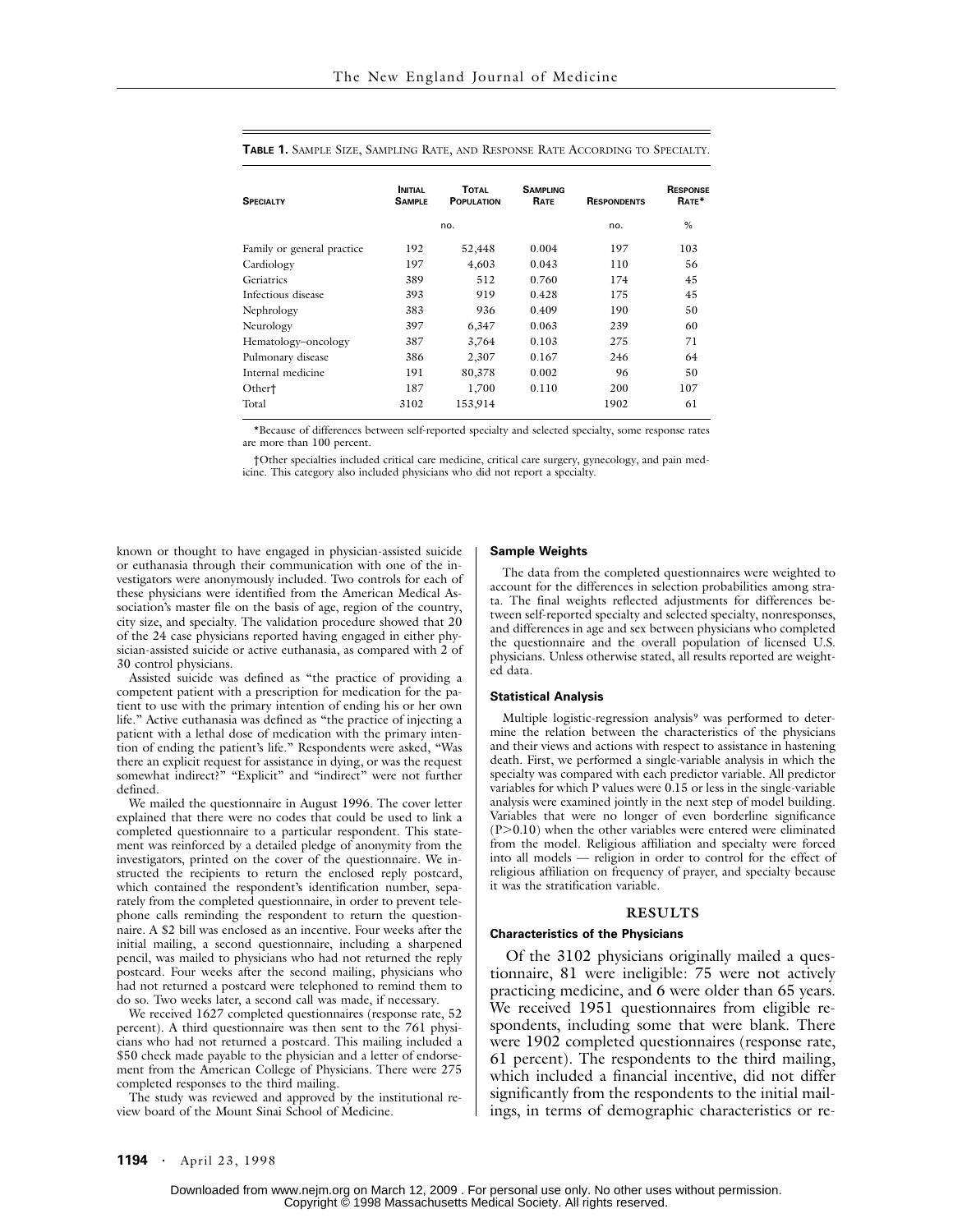**TABLE 1.** SAMPLE SIZE, SAMPLING RATE, AND RESPONSE RATE ACCORDING TO SPECIALTY.

| SPECIALTY | INITIAL SAMPLE | TOTAL POPULATION | SAMPLING RATE | RESPONDENTS | RESPONSE RATE* |
|---|---|---|---|---|---|
| | no. | | | no. | % |
| Family or general practice | 192 | 52,448 | 0.004 | 197 | 103 |
| Cardiology | 197 | 4,603 | 0.043 | 110 | 56 |
| Geriatrics | 389 | 512 | 0.760 | 174 | 45 |
| Infectious disease | 393 | 919 | 0.428 | 175 | 45 |
| Nephrology | 383 | 936 | 0.409 | 190 | 50 |
| Neurology | 397 | 6,347 | 0.063 | 239 | 60 |
| Hematology–oncology | 387 | 3,764 | 0.103 | 275 | 71 |
| Pulmonary disease | 386 | 2,307 | 0.167 | 246 | 64 |
| Internal medicine | 191 | 80,378 | 0.002 | 96 | 50 |
| Other† | 187 | 1,700 | 0.110 | 200 | 107 |
| Total | 3102 | 153,914 | | 1902 | 61 |

*Because of differences between self-reported specialty and selected specialty, some response rates are more than 100 percent.

†Other specialties included critical care medicine, critical care surgery, gynecology, and pain medicine. This category also included physicians who did not report a specialty.

known or thought to have engaged in physician-assisted suicide or euthanasia through their communication with one of the investigators were anonymously included. Two controls for each of these physicians were identified from the American Medical Association's master file on the basis of age, region of the country, city size, and specialty. The validation procedure showed that 20 of the 24 case physicians reported having engaged in either physician-assisted suicide or active euthanasia, as compared with 2 of 30 control physicians.

Assisted suicide was defined as "the practice of providing a competent patient with a prescription for medication for the patient to use with the primary intention of ending his or her own life." Active euthanasia was defined as "the practice of injecting a patient with a lethal dose of medication with the primary intention of ending the patient's life." Respondents were asked, "Was there an explicit request for assistance in dying, or was the request somewhat indirect?" "Explicit" and "indirect" were not further defined.

We mailed the questionnaire in August 1996. The cover letter explained that there were no codes that could be used to link a completed questionnaire to a particular respondent. This statement was reinforced by a detailed pledge of anonymity from the investigators, printed on the cover of the questionnaire. We instructed the recipients to return the enclosed reply postcard, which contained the respondent's identification number, separately from the completed questionnaire, in order to prevent telephone calls reminding the respondent to return the questionnaire. A $2 bill was enclosed as an incentive. Four weeks after the initial mailing, a second questionnaire, including a sharpened pencil, was mailed to physicians who had not returned the reply postcard. Four weeks after the second mailing, physicians who had not returned a postcard were telephoned to remind them to do so. Two weeks later, a second call was made, if necessary.

We received 1627 completed questionnaires (response rate, 52 percent). A third questionnaire was then sent to the 761 physicians who had not returned a postcard. This mailing included a $50 check made payable to the physician and a letter of endorsement from the American College of Physicians. There were 275 completed responses to the third mailing.

The study was reviewed and approved by the institutional review board of the Mount Sinai School of Medicine.

### Sample Weights

The data from the completed questionnaires were weighted to account for the differences in selection probabilities among strata. The final weights reflected adjustments for differences between self-reported specialty and selected specialty, nonresponses, and differences in age and sex between physicians who completed the questionnaire and the overall population of licensed U.S. physicians. Unless otherwise stated, all results reported are weighted data.

### Statistical Analysis

Multiple logistic-regression analysis[9] was performed to determine the relation between the characteristics of the physicians and their views and actions with respect to assistance in hastening death. First, we performed a single-variable analysis in which the specialty was compared with each predictor variable. All predictor variables for which P values were 0.15 or less in the single-variable analysis were examined jointly in the next step of model building. Variables that were no longer of even borderline significance ($P>0.10$) when the other variables were entered were eliminated from the model. Religious affiliation and specialty were forced into all models — religion in order to control for the effect of religious affiliation on frequency of prayer, and specialty because it was the stratification variable.

## RESULTS

### Characteristics of the Physicians

Of the 3102 physicians originally mailed a questionnaire, 81 were ineligible: 75 were not actively practicing medicine, and 6 were older than 65 years. We received 1951 questionnaires from eligible respondents, including some that were blank. There were 1902 completed questionnaires (response rate, 61 percent). The respondents to the third mailing, which included a financial incentive, did not differ significantly from the respondents to the initial mailings, in terms of demographic characteristics or re-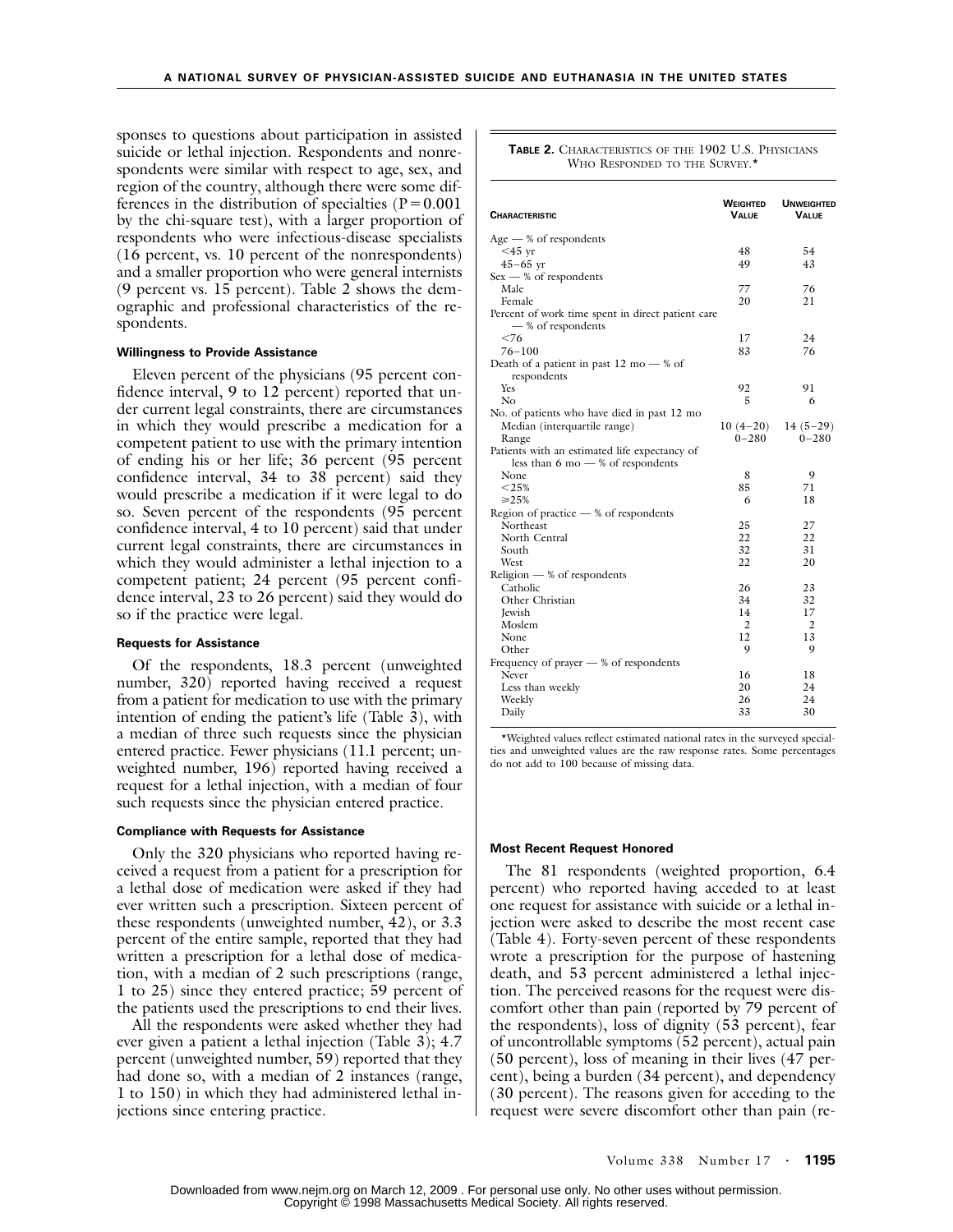sponses to questions about participation in assisted suicide or lethal injection. Respondents and nonrespondents were similar with respect to age, sex, and region of the country, although there were some differences in the distribution of specialties ($P=0.001$ by the chi-square test), with a larger proportion of respondents who were infectious-disease specialists (16 percent, vs. 10 percent of the nonrespondents) and a smaller proportion who were general internists (9 percent vs. 15 percent). Table 2 shows the demographic and professional characteristics of the respondents.

#### Willingness to Provide Assistance

Eleven percent of the physicians (95 percent confidence interval, 9 to 12 percent) reported that under current legal constraints, there are circumstances in which they would prescribe a medication for a competent patient to use with the primary intention of ending his or her life; 36 percent (95 percent confidence interval, 34 to 38 percent) said they would prescribe a medication if it were legal to do so. Seven percent of the respondents (95 percent confidence interval, 4 to 10 percent) said that under current legal constraints, there are circumstances in which they would administer a lethal injection to a competent patient; 24 percent (95 percent confidence interval, 23 to 26 percent) said they would do so if the practice were legal.

#### Requests for Assistance

Of the respondents, 18.3 percent (unweighted number, 320) reported having received a request from a patient for medication to use with the primary intention of ending the patient's life (Table 3), with a median of three such requests since the physician entered practice. Fewer physicians (11.1 percent; unweighted number, 196) reported having received a request for a lethal injection, with a median of four such requests since the physician entered practice.

#### Compliance with Requests for Assistance

Only the 320 physicians who reported having received a request from a patient for a prescription for a lethal dose of medication were asked if they had ever written such a prescription. Sixteen percent of these respondents (unweighted number, 42), or 3.3 percent of the entire sample, reported that they had written a prescription for a lethal dose of medication, with a median of 2 such prescriptions (range, 1 to 25) since they entered practice; 59 percent of the patients used the prescriptions to end their lives.

All the respondents were asked whether they had ever given a patient a lethal injection (Table 3); 4.7 percent (unweighted number, 59) reported that they had done so, with a median of 2 instances (range, 1 to 150) in which they had administered lethal injections since entering practice.

**Table 2.** Characteristics of the 1902 U.S. Physicians Who Responded to the Survey.*

| Characteristic | Weighted Value | Unweighted Value |
|---|---|---|
| Age — % of respondents | | |
| <45 yr | 48 | 54 |
| 45–65 yr | 49 | 43 |
| Sex — % of respondents | | |
| Male | 77 | 76 |
| Female | 20 | 21 |
| Percent of work time spent in direct patient care — % of respondents | | |
| <76 | 17 | 24 |
| 76–100 | 83 | 76 |
| Death of a patient in past 12 mo — % of respondents | | |
| Yes | 92 | 91 |
| No | 5 | 6 |
| No. of patients who have died in past 12 mo | | |
| Median (interquartile range) | 10 (4–20) | 14 (5–29) |
| Range | 0–280 | 0–280 |
| Patients with an estimated life expectancy of less than 6 mo — % of respondents | | |
| None | 8 | 9 |
| <25% | 85 | 71 |
| ≥25% | 6 | 18 |
| Region of practice — % of respondents | | |
| Northeast | 25 | 27 |
| North Central | 22 | 22 |
| South | 32 | 31 |
| West | 22 | 20 |
| Religion — % of respondents | | |
| Catholic | 26 | 23 |
| Other Christian | 34 | 32 |
| Jewish | 14 | 17 |
| Moslem | 2 | 2 |
| None | 12 | 13 |
| Other | 9 | 9 |
| Frequency of prayer — % of respondents | | |
| Never | 16 | 18 |
| Less than weekly | 20 | 24 |
| Weekly | 26 | 24 |
| Daily | 33 | 30 |

*Weighted values reflect estimated national rates in the surveyed specialties and unweighted values are the raw response rates. Some percentages do not add to 100 because of missing data.

#### Most Recent Request Honored

The 81 respondents (weighted proportion, 6.4 percent) who reported having acceded to at least one request for assistance with suicide or a lethal injection were asked to describe the most recent case (Table 4). Forty-seven percent of these respondents wrote a prescription for the purpose of hastening death, and 53 percent administered a lethal injection. The perceived reasons for the request were discomfort other than pain (reported by 79 percent of the respondents), loss of dignity (53 percent), fear of uncontrollable symptoms (52 percent), actual pain (50 percent), loss of meaning in their lives (47 percent), being a burden (34 percent), and dependency (30 percent). The reasons given for acceding to the request were severe discomfort other than pain (re-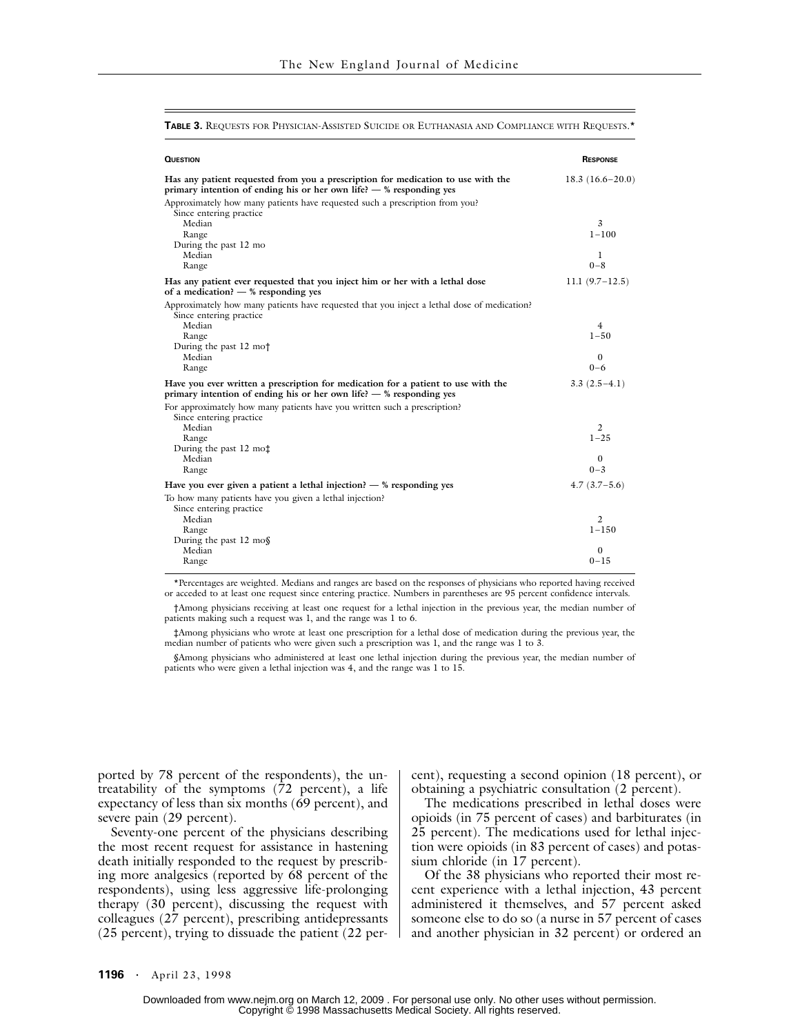**TABLE 3.** REQUESTS FOR PHYSICIAN-ASSISTED SUICIDE OR EUTHANASIA AND COMPLIANCE WITH REQUESTS.*

| QUESTION | RESPONSE |
|---|---|
| **Has any patient requested from you a prescription for medication to use with the primary intention of ending his or her own life? — % responding yes** | 18.3 (16.6–20.0) |
| Approximately how many patients have requested such a prescription from you? | |
| Since entering practice | |
| Median | 3 |
| Range | 1–100 |
| During the past 12 mo | |
| Median | 1 |
| Range | 0–8 |
| **Has any patient ever requested that you inject him or her with a lethal dose of a medication? — % responding yes** | 11.1 (9.7–12.5) |
| Approximately how many patients have requested that you inject lethal dose of medication? | |
| Since entering practice | |
| Median | 4 |
| Range | 1–50 |
| During the past 12 mo† | |
| Median | 0 |
| Range | 0–6 |
| **Have you ever written a prescription for medication for a patient to use with the primary intention of ending his or her own life? — % responding yes** | 3.3 (2.5–4.1) |
| For approximately how many patients have you written such a prescription? | |
| Since entering practice | |
| Median | 2 |
| Range | 1–25 |
| During the past 12 mo‡ | |
| Median | 0 |
| Range | 0–3 |
| **Have you ever given a patient a lethal injection? — % responding yes** | 4.7 (3.7–5.6) |
| To how many patients have you given a lethal injection? | |
| Since entering practice | |
| Median | 2 |
| Range | 1–150 |
| During the past 12 mo§ | |
| Median | 0 |
| Range | 0–15 |

*Percentages are weighted. Medians and ranges are based on the responses of physicians who reported having received or acceded to at least one request since entering practice. Numbers in parentheses are 95 percent confidence intervals.

†Among physicians receiving at least one request for a lethal injection in the previous year, the median number of patients making such a request was 1, and the range was 1 to 6.

‡Among physicians who wrote at least one prescription for a lethal dose of medication during the previous year, the median number of patients who were given such a prescription was 1, and the range was 1 to 3.

§Among physicians who administered at least one lethal injection during the previous year, the median number of patients who were given a lethal injection was 4, and the range was 1 to 15.

ported by 78 percent of the respondents), the untreatability of the symptoms (72 percent), a life expectancy of less than six months (69 percent), and severe pain (29 percent).

Seventy-one percent of the physicians describing the most recent request for assistance in hastening death initially responded to the request by prescribing more analgesics (reported by 68 percent of the respondents), using less aggressive life-prolonging therapy (30 percent), discussing the request with colleagues (27 percent), prescribing antidepressants (25 percent), trying to dissuade the patient (22 percent), requesting a second opinion (18 percent), or obtaining a psychiatric consultation (2 percent).

The medications prescribed in lethal doses were opioids (in 75 percent of cases) and barbiturates (in 25 percent). The medications used for lethal injection were opioids (in 83 percent of cases) and potassium chloride (in 17 percent).

Of the 38 physicians who reported their most recent experience with a lethal injection, 43 percent administered it themselves, and 57 percent asked someone else to do so (a nurse in 57 percent of cases and another physician in 32 percent) or ordered an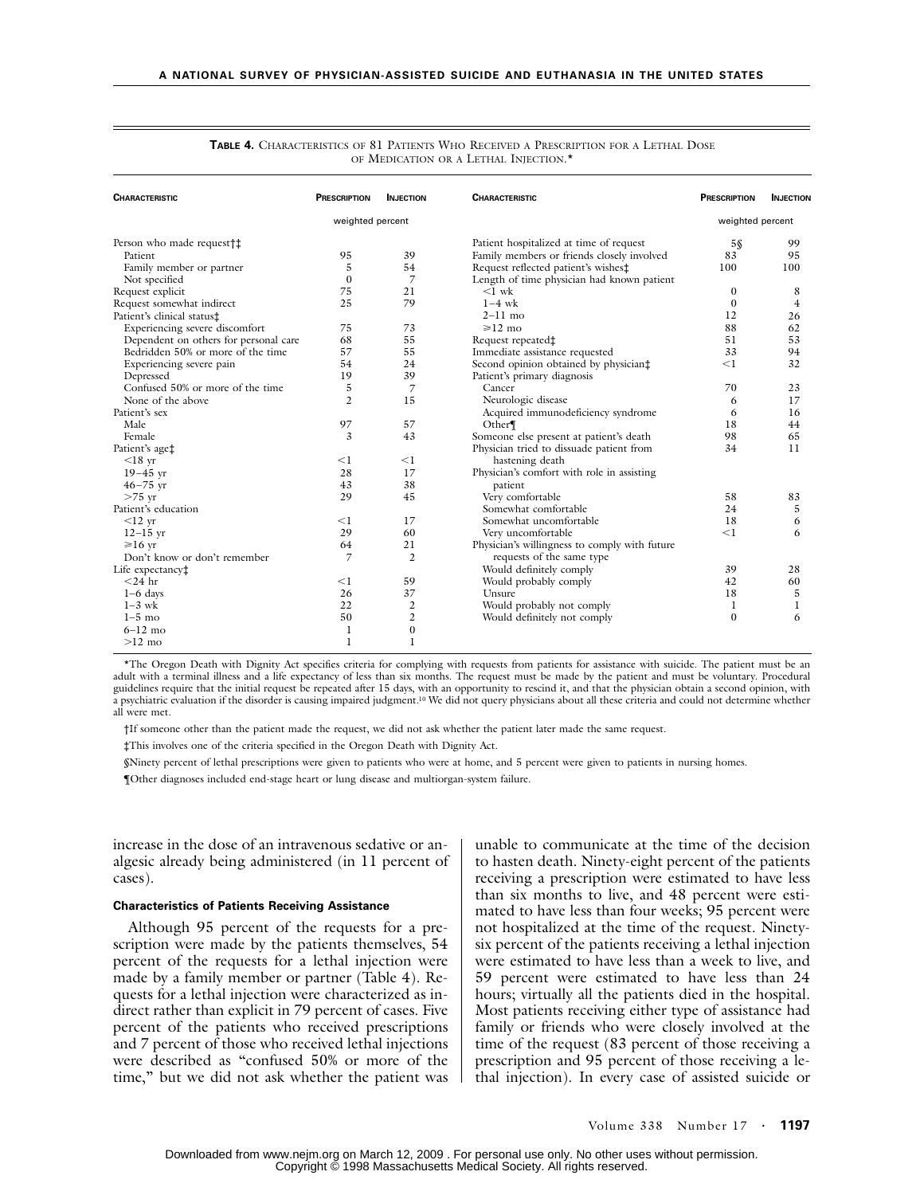**TABLE 4.** Characteristics of 81 Patients Who Received a Prescription for a Lethal Dose of Medication or a Lethal Injection.*

| Characteristic | Prescription | Injection | Characteristic | Prescription | Injection |
|---|---|---|---|---|---|
| | weighted percent | | | weighted percent | |
| Person who made request†‡ | | | Patient hospitalized at time of request | 5§ | 99 |
| Patient | 95 | 39 | Family members or friends closely involved | 83 | 95 |
| Family member or partner | 5 | 54 | Request reflected patient's wishes‡ | 100 | 100 |
| Not specified | 0 | 7 | Length of time physician had known patient | | |
| Request explicit | 75 | 21 | <1 wk | 0 | 8 |
| Request somewhat indirect | 25 | 79 | 1–4 wk | 0 | 4 |
| Patient's clinical status‡ | | | 2–11 mo | 12 | 26 |
| Experiencing severe discomfort | 75 | 73 | ≥12 mo | 88 | 62 |
| Dependent on others for personal care | 68 | 55 | Request repeated‡ | 51 | 53 |
| Bedridden 50% or more of the time | 57 | 55 | Immediate assistance requested | 33 | 94 |
| Experiencing severe pain | 54 | 24 | Second opinion obtained by physician‡ | <1 | 32 |
| Depressed | 19 | 39 | Patient's primary diagnosis | | |
| Confused 50% or more of the time | 5 | 7 | Cancer | 70 | 23 |
| None of the above | 2 | 15 | Neurologic disease | 6 | 17 |
| Patient's sex | | | Acquired immunodeficiency syndrome | 6 | 16 |
| Male | 97 | 57 | Other¶ | 18 | 44 |
| Female | 3 | 43 | Someone else present at patient's death | 98 | 65 |
| Patient's age‡ | | | Physician tried to dissuade patient from hastening death | 34 | 11 |
| <18 yr | <1 | <1 | Physician's comfort with role in assisting patient | | |
| 19–45 yr | 28 | 17 | Very comfortable | 58 | 83 |
| 46–75 yr | 43 | 38 | Somewhat comfortable | 24 | 5 |
| >75 yr | 29 | 45 | Somewhat uncomfortable | 18 | 6 |
| Patient's education | | | Very uncomfortable | <1 | 6 |
| <12 yr | <1 | 17 | Physician's willingness to comply with future requests of the same type | | |
| 12–15 yr | 29 | 60 | Would definitely comply | 39 | 28 |
| ≥16 yr | 64 | 21 | Would probably comply | 42 | 60 |
| Don't know or don't remember | 7 | 2 | Unsure | 18 | 5 |
| Life expectancy‡ | | | Would probably not comply | 1 | 1 |
| <24 hr | <1 | 59 | Would definitely not comply | 0 | 6 |
| 1–6 days | 26 | 37 | | | |
| 1–3 wk | 22 | 2 | | | |
| 1–5 mo | 50 | 2 | | | |
| 6–12 mo | 1 | 0 | | | |
| >12 mo | 1 | 1 | | | |

*The Oregon Death with Dignity Act specifies criteria for complying with requests from patients for assistance with suicide. The patient must be an adult with a terminal illness and a life expectancy of less than six months. The request must be made by the patient and must be voluntary. Procedural guidelines require that the initial request be repeated after 15 days, with an opportunity to rescind it, and that the physician obtain a second opinion, with a psychiatric evaluation if the disorder is causing impaired judgment.[10] We did not query physicians about all these criteria and could not determine whether all were met.

†If someone other than the patient made the request, we did not ask whether the patient later made the same request.

‡This involves one of the criteria specified in the Oregon Death with Dignity Act.

§Ninety percent of lethal prescriptions were given to patients who were at home, and 5 percent were given to patients in nursing homes.

¶Other diagnoses included end-stage heart or lung disease and multiorgan-system failure.

increase in the dose of an intravenous sedative or analgesic already being administered (in 11 percent of cases).

#### Characteristics of Patients Receiving Assistance

Although 95 percent of the requests for a prescription were made by the patients themselves, 54 percent of the requests for a lethal injection were made by a family member or partner (Table 4). Requests for a lethal injection were characterized as indirect rather than explicit in 79 percent of cases. Five percent of the patients who received prescriptions and 7 percent of those who received lethal injections were described as "confused 50% or more of the time," but we did not ask whether the patient was unable to communicate at the time of the decision to hasten death. Ninety-eight percent of the patients receiving a prescription were estimated to have less than six months to live, and 48 percent were estimated to have less than four weeks; 95 percent were not hospitalized at the time of the request. Ninety-six percent of the patients receiving a lethal injection were estimated to have less than a week to live, and 59 percent were estimated to have less than 24 hours; virtually all the patients died in the hospital. Most patients receiving either type of assistance had family or friends who were closely involved at the time of the request (83 percent of those receiving a prescription and 95 percent of those receiving a lethal injection). In every case of assisted suicide or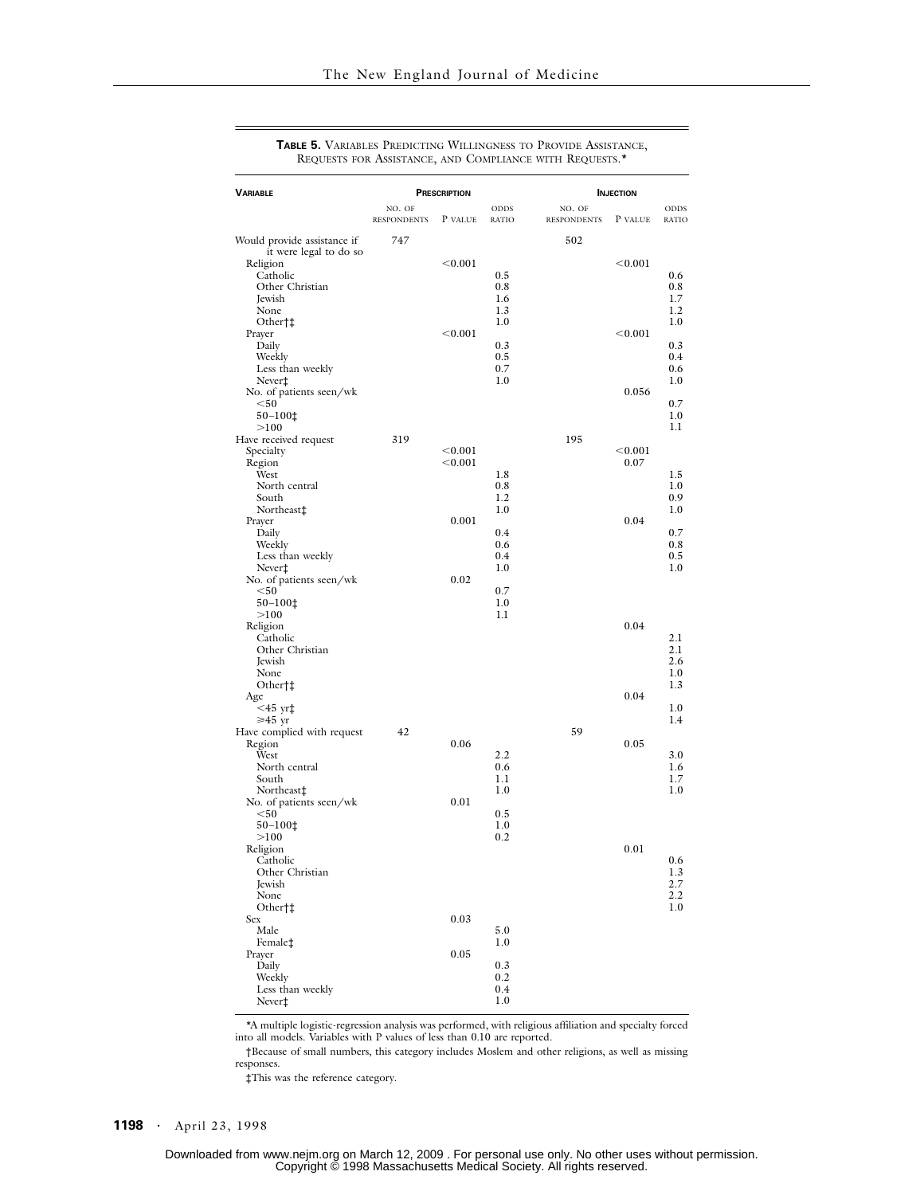**TABLE 5.** VARIABLES PREDICTING WILLINGNESS TO PROVIDE ASSISTANCE, REQUESTS FOR ASSISTANCE, AND COMPLIANCE WITH REQUESTS.*

| VARIABLE | PRESCRIPTION | | | INJECTION | | |
|---|---|---|---|---|---|---|
| | NO. OF RESPONDENTS | P VALUE | ODDS RATIO | NO. OF RESPONDENTS | P VALUE | ODDS RATIO |
| Would provide assistance if it were legal to do so | 747 | | | 502 | | |
| Religion | | <0.001 | | | <0.001 | |
| Catholic | | | 0.5 | | | 0.6 |
| Other Christian | | | 0.8 | | | 0.8 |
| Jewish | | | 1.6 | | | 1.7 |
| None | | | 1.3 | | | 1.2 |
| Other†‡ | | | 1.0 | | | 1.0 |
| Prayer | | <0.001 | | | <0.001 | |
| Daily | | | 0.3 | | | 0.3 |
| Weekly | | | 0.5 | | | 0.4 |
| Less than weekly | | | 0.7 | | | 0.6 |
| Never‡ | | | 1.0 | | | 1.0 |
| No. of patients seen/wk | | | | | 0.056 | |
| <50 | | | | | | 0.7 |
| 50–100‡ | | | | | | 1.0 |
| >100 | | | | | | 1.1 |
| Have received request | 319 | | | 195 | | |
| Specialty | | <0.001 | | | <0.001 | |
| Region | | <0.001 | | | 0.07 | |
| West | | | 1.8 | | | 1.5 |
| North central | | | 0.8 | | | 1.0 |
| South | | | 1.2 | | | 0.9 |
| Northeast‡ | | | 1.0 | | | 1.0 |
| Prayer | | 0.001 | | | 0.04 | |
| Daily | | | 0.4 | | | 0.7 |
| Weekly | | | 0.6 | | | 0.8 |
| Less than weekly | | | 0.4 | | | 0.5 |
| Never‡ | | | 1.0 | | | 1.0 |
| No. of patients seen/wk | | 0.02 | | | | |
| <50 | | | 0.7 | | | |
| 50–100‡ | | | 1.0 | | | |
| >100 | | | 1.1 | | | |
| Religion | | | | | 0.04 | |
| Catholic | | | | | | 2.1 |
| Other Christian | | | | | | 2.1 |
| Jewish | | | | | | 2.6 |
| None | | | | | | 1.0 |
| Other†‡ | | | | | | 1.3 |
| Age | | | | | 0.04 | |
| <45 yr‡ | | | | | | 1.0 |
| ≥45 yr | | | | | | 1.4 |
| Have complied with request | 42 | | | 59 | | |
| Region | | 0.06 | | | 0.05 | |
| West | | | 2.2 | | | 3.0 |
| North central | | | 0.6 | | | 1.6 |
| South | | | 1.1 | | | 1.7 |
| Northeast‡ | | | 1.0 | | | 1.0 |
| No. of patients seen/wk | | 0.01 | | | | |
| <50 | | | 0.5 | | | |
| 50–100‡ | | | 1.0 | | | |
| >100 | | | 0.2 | | | |
| Religion | | | | | 0.01 | |
| Catholic | | | | | | 0.6 |
| Other Christian | | | | | | 1.3 |
| Jewish | | | | | | 2.7 |
| None | | | | | | 2.2 |
| Other†‡ | | | | | | 1.0 |
| Sex | | 0.03 | | | | |
| Male | | | 5.0 | | | |
| Female‡ | | | 1.0 | | | |
| Prayer | | 0.05 | | | | |
| Daily | | | 0.3 | | | |
| Weekly | | | 0.2 | | | |
| Less than weekly | | | 0.4 | | | |
| Never‡ | | | 1.0 | | | |

*A multiple logistic-regression analysis was performed, with religious affiliation and specialty forced into all models. Variables with P values of less than 0.10 are reported.

†Because of small numbers, this category includes Moslem and other religions, as well as missing responses.

‡This was the reference category.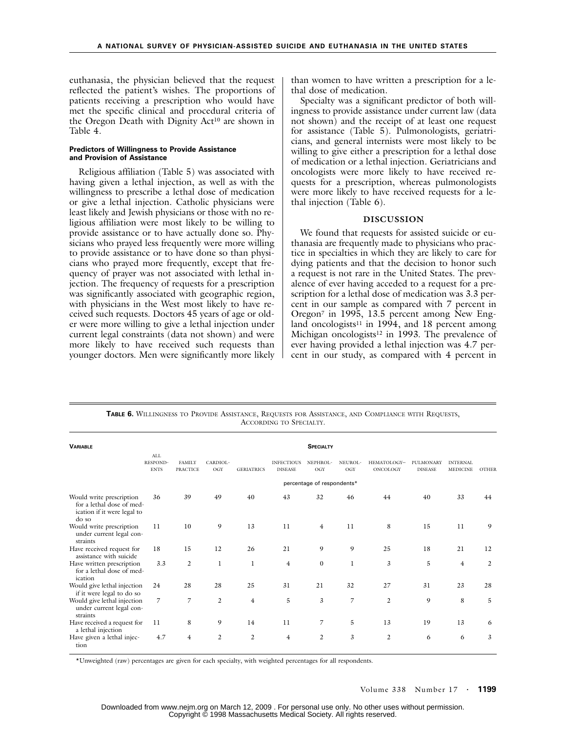euthanasia, the physician believed that the request reflected the patient's wishes. The proportions of patients receiving a prescription who would have met the specific clinical and procedural criteria of the Oregon Death with Dignity Act[10] are shown in Table 4.

#### Predictors of Willingness to Provide Assistance and Provision of Assistance

Religious affiliation (Table 5) was associated with having given a lethal injection, as well as with the willingness to prescribe a lethal dose of medication or give a lethal injection. Catholic physicians were least likely and Jewish physicians or those with no religious affiliation were most likely to be willing to provide assistance or to have actually done so. Physicians who prayed less frequently were more willing to provide assistance or to have done so than physicians who prayed more frequently, except that frequency of prayer was not associated with lethal injection. The frequency of requests for a prescription was significantly associated with geographic region, with physicians in the West most likely to have received such requests. Doctors 45 years of age or older were more willing to give a lethal injection under current legal constraints (data not shown) and were more likely to have received such requests than younger doctors. Men were significantly more likely than women to have written a prescription for a lethal dose of medication.

Specialty was a significant predictor of both willingness to provide assistance under current law (data not shown) and the receipt of at least one request for assistance (Table 5). Pulmonologists, geriatricians, and general internists were most likely to be willing to give either a prescription for a lethal dose of medication or a lethal injection. Geriatricians and oncologists were more likely to have received requests for a prescription, whereas pulmonologists were more likely to have received requests for a lethal injection (Table 6).

## DISCUSSION

We found that requests for assisted suicide or euthanasia are frequently made to physicians who practice in specialties in which they are likely to care for dying patients and that the decision to honor such a request is not rare in the United States. The prevalence of ever having acceded to a request for a prescription for a lethal dose of medication was 3.3 percent in our sample as compared with 7 percent in Oregon[7] in 1995, 13.5 percent among New England oncologists[11] in 1994, and 18 percent among Michigan oncologists[12] in 1993. The prevalence of ever having provided a lethal injection was 4.7 percent in our study, as compared with 4 percent in

**Table 6.** Willingness to Provide Assistance, Requests for Assistance, and Compliance with Requests, According to Specialty.

| Variable | All Respondents | Family Practice | Cardiology | Geriatrics | Infectious Disease | Nephrology | Neurology | Hematology–Oncology | Pulmonary Disease | Internal Medicine | Other |
|---|---|---|---|---|---|---|---|---|---|---|---|
| | percentage of respondents* | | | | | | | | | | |
| Would write prescription for a lethal dose of medication if it were legal to do so | 36 | 39 | 49 | 40 | 43 | 32 | 46 | 44 | 40 | 33 | 44 |
| Would write prescription under current legal constraints | 11 | 10 | 9 | 13 | 11 | 4 | 11 | 8 | 15 | 11 | 9 |
| Have received request for assistance with suicide | 18 | 15 | 12 | 26 | 21 | 9 | 9 | 25 | 18 | 21 | 12 |
| Have written prescription for a lethal dose of medication | 3.3 | 2 | 1 | 1 | 4 | 0 | 1 | 3 | 5 | 4 | 2 |
| Would give lethal injection if it were legal to do so | 24 | 28 | 28 | 25 | 31 | 21 | 32 | 27 | 31 | 23 | 28 |
| Would give lethal injection under current legal constraints | 7 | 7 | 2 | 4 | 5 | 3 | 7 | 2 | 9 | 8 | 5 |
| Have received a request for a lethal injection | 11 | 8 | 9 | 14 | 11 | 7 | 5 | 13 | 19 | 13 | 6 |
| Have given a lethal injection | 4.7 | 4 | 2 | 2 | 4 | 2 | 3 | 2 | 6 | 6 | 3 |

*Unweighted (raw) percentages are given for each specialty, with weighted percentages for all respondents.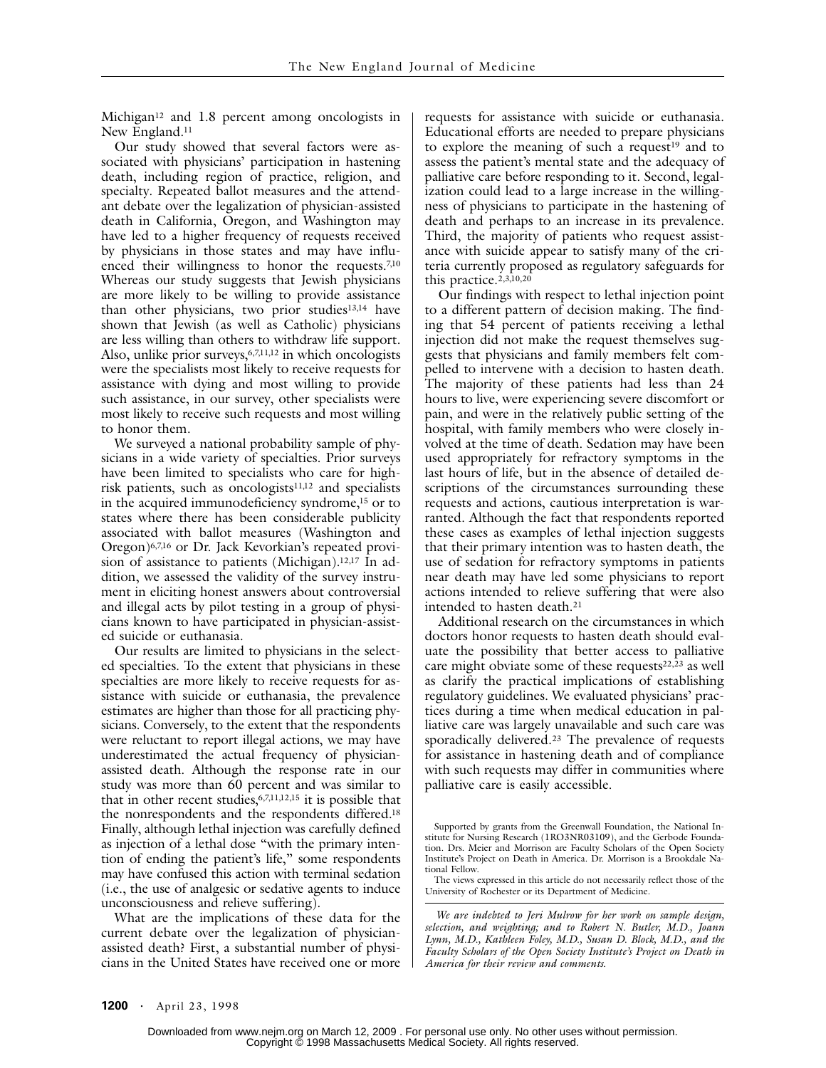Michigan[12] and 1.8 percent among oncologists in New England.[11]

Our study showed that several factors were associated with physicians' participation in hastening death, including region of practice, religion, and specialty. Repeated ballot measures and the attendant debate over the legalization of physician-assisted death in California, Oregon, and Washington may have led to a higher frequency of requests received by physicians in those states and may have influenced their willingness to honor the requests.[7,10] Whereas our study suggests that Jewish physicians are more likely to be willing to provide assistance than other physicians, two prior studies[13,14] have shown that Jewish (as well as Catholic) physicians are less willing than others to withdraw life support. Also, unlike prior surveys,[6,7,11,12] in which oncologists were the specialists most likely to receive requests for assistance with dying and most willing to provide such assistance, in our survey, other specialists were most likely to receive such requests and most willing to honor them.

We surveyed a national probability sample of physicians in a wide variety of specialties. Prior surveys have been limited to specialists who care for high-risk patients, such as oncologists[11,12] and specialists in the acquired immunodeficiency syndrome,[15] or to states where there has been considerable publicity associated with ballot measures (Washington and Oregon)[6,7,16] or Dr. Jack Kevorkian's repeated provision of assistance to patients (Michigan).[12,17] In addition, we assessed the validity of the survey instrument in eliciting honest answers about controversial and illegal acts by pilot testing in a group of physicians known to have participated in physician-assisted suicide or euthanasia.

Our results are limited to physicians in the selected specialties. To the extent that physicians in these specialties are more likely to receive requests for assistance with suicide or euthanasia, the prevalence estimates are higher than those for all practicing physicians. Conversely, to the extent that the respondents were reluctant to report illegal actions, we may have underestimated the actual frequency of physician-assisted death. Although the response rate in our study was more than 60 percent and was similar to that in other recent studies,[6,7,11,12,15] it is possible that the nonrespondents and the respondents differed.[18] Finally, although lethal injection was carefully defined as injection of a lethal dose "with the primary intention of ending the patient's life," some respondents may have confused this action with terminal sedation (i.e., the use of analgesic or sedative agents to induce unconsciousness and relieve suffering).

What are the implications of these data for the current debate over the legalization of physician-assisted death? First, a substantial number of physicians in the United States have received one or more requests for assistance with suicide or euthanasia. Educational efforts are needed to prepare physicians to explore the meaning of such a request[19] and to assess the patient's mental state and the adequacy of palliative care before responding to it. Second, legalization could lead to a large increase in the willingness of physicians to participate in the hastening of death and perhaps to an increase in its prevalence. Third, the majority of patients who request assistance with suicide appear to satisfy many of the criteria currently proposed as regulatory safeguards for this practice.[2,3,10,20]

Our findings with respect to lethal injection point to a different pattern of decision making. The finding that 54 percent of patients receiving a lethal injection did not make the request themselves suggests that physicians and family members felt compelled to intervene with a decision to hasten death. The majority of these patients had less than 24 hours to live, were experiencing severe discomfort or pain, and were in the relatively public setting of the hospital, with family members who were closely involved at the time of death. Sedation may have been used appropriately for refractory symptoms in the last hours of life, but in the absence of detailed descriptions of the circumstances surrounding these requests and actions, cautious interpretation is warranted. Although the fact that respondents reported these cases as examples of lethal injection suggests that their primary intention was to hasten death, the use of sedation for refractory symptoms in patients near death may have led some physicians to report actions intended to relieve suffering that were also intended to hasten death.[21]

Additional research on the circumstances in which doctors honor requests to hasten death should evaluate the possibility that better access to palliative care might obviate some of these requests[22,23] as well as clarify the practical implications of establishing regulatory guidelines. We evaluated physicians' practices during a time when medical education in palliative care was largely unavailable and such care was sporadically delivered.[23] The prevalence of requests for assistance in hastening death and of compliance with such requests may differ in communities where palliative care is easily accessible.

Supported by grants from the Greenwall Foundation, the National Institute for Nursing Research (1RO3NR03109), and the Gerbode Foundation. Drs. Meier and Morrison are Faculty Scholars of the Open Society Institute's Project on Death in America. Dr. Morrison is a Brookdale National Fellow.

The views expressed in this article do not necessarily reflect those of the University of Rochester or its Department of Medicine.

*We are indebted to Jeri Mulrow for her work on sample design, selection, and weighting; and to Robert N. Butler, M.D., Joann Lynn, M.D., Kathleen Foley, M.D., Susan D. Block, M.D., and the Faculty Scholars of the Open Society Institute's Project on Death in America for their review and comments.*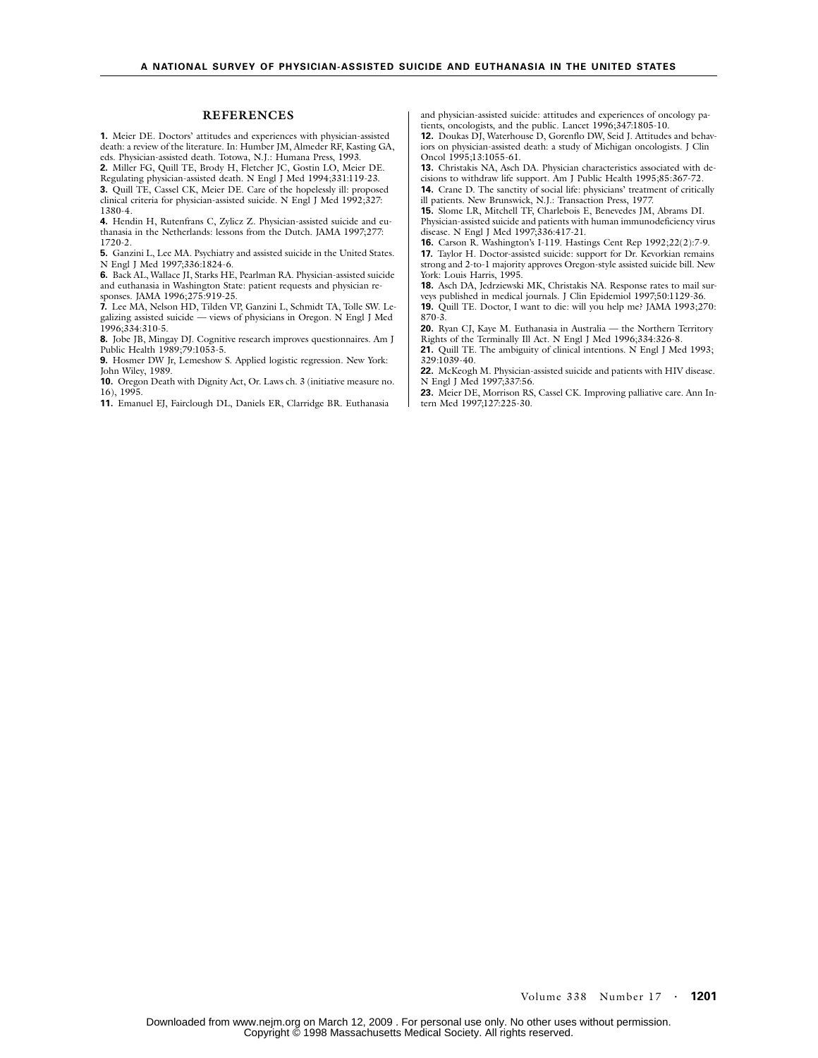## REFERENCES

**1.** Meier DE. Doctors' attitudes and experiences with physician-assisted death: a review of the literature. In: Humber JM, Almeder RF, Kasting GA, eds. Physician-assisted death. Totowa, N.J.: Humana Press, 1993.

**2.** Miller FG, Quill TE, Brody H, Fletcher JC, Gostin LO, Meier DE. Regulating physician-assisted death. N Engl J Med 1994;331:119-23.

**3.** Quill TE, Cassel CK, Meier DE. Care of the hopelessly ill: proposed clinical criteria for physician-assisted suicide. N Engl J Med 1992;327:1380-4.

**4.** Hendin H, Rutenfrans C, Zylicz Z. Physician-assisted suicide and euthanasia in the Netherlands: lessons from the Dutch. JAMA 1997;277:1720-2.

**5.** Ganzini L, Lee MA. Psychiatry and assisted suicide in the United States. N Engl J Med 1997;336:1824-6.

**6.** Back AL, Wallace JI, Starks HE, Pearlman RA. Physician-assisted suicide and euthanasia in Washington State: patient requests and physician responses. JAMA 1996;275:919-25.

**7.** Lee MA, Nelson HD, Tilden VP, Ganzini L, Schmidt TA, Tolle SW. Legalizing assisted suicide — views of physicians in Oregon. N Engl J Med 1996;334:310-5.

**8.** Jobe JB, Mingay DJ. Cognitive research improves questionnaires. Am J Public Health 1989;79:1053-5.

**9.** Hosmer DW Jr, Lemeshow S. Applied logistic regression. New York: John Wiley, 1989.

**10.** Oregon Death with Dignity Act, Or. Laws ch. 3 (initiative measure no. 16), 1995.

**11.** Emanuel EJ, Fairclough DL, Daniels ER, Clarridge BR. Euthanasia and physician-assisted suicide: attitudes and experiences of oncology patients, oncologists, and the public. Lancet 1996;347:1805-10.

**12.** Doukas DJ, Waterhouse D, Gorenflo DW, Seid J. Attitudes and behaviors on physician-assisted death: a study of Michigan oncologists. J Clin Oncol 1995;13:1055-61.

**13.** Christakis NA, Asch DA. Physician characteristics associated with decisions to withdraw life support. Am J Public Health 1995;85:367-72.

**14.** Crane D. The sanctity of social life: physicians' treatment of critically ill patients. New Brunswick, N.J.: Transaction Press, 1977.

**15.** Slome LR, Mitchell TF, Charlebois E, Benevedes JM, Abrams DI. Physician-assisted suicide and patients with human immunodeficiency virus disease. N Engl J Med 1997;336:417-21.

**16.** Carson R. Washington's I-119. Hastings Cent Rep 1992;22(2):7-9.

**17.** Taylor H. Doctor-assisted suicide: support for Dr. Kevorkian remains strong and 2-to-1 majority approves Oregon-style assisted suicide bill. New York: Louis Harris, 1995.

**18.** Asch DA, Jedrziewski MK, Christakis NA. Response rates to mail surveys published in medical journals. J Clin Epidemiol 1997;50:1129-36.

**19.** Quill TE. Doctor, I want to die: will you help me? JAMA 1993;270:870-3.

**20.** Ryan CJ, Kaye M. Euthanasia in Australia — the Northern Territory Rights of the Terminally Ill Act. N Engl J Med 1996;334:326-8.

**21.** Quill TE. The ambiguity of clinical intentions. N Engl J Med 1993;329:1039-40.

**22.** McKeogh M. Physician-assisted suicide and patients with HIV disease. N Engl J Med 1997;337:56.

**23.** Meier DE, Morrison RS, Cassel CK. Improving palliative care. Ann Intern Med 1997;127:225-30.